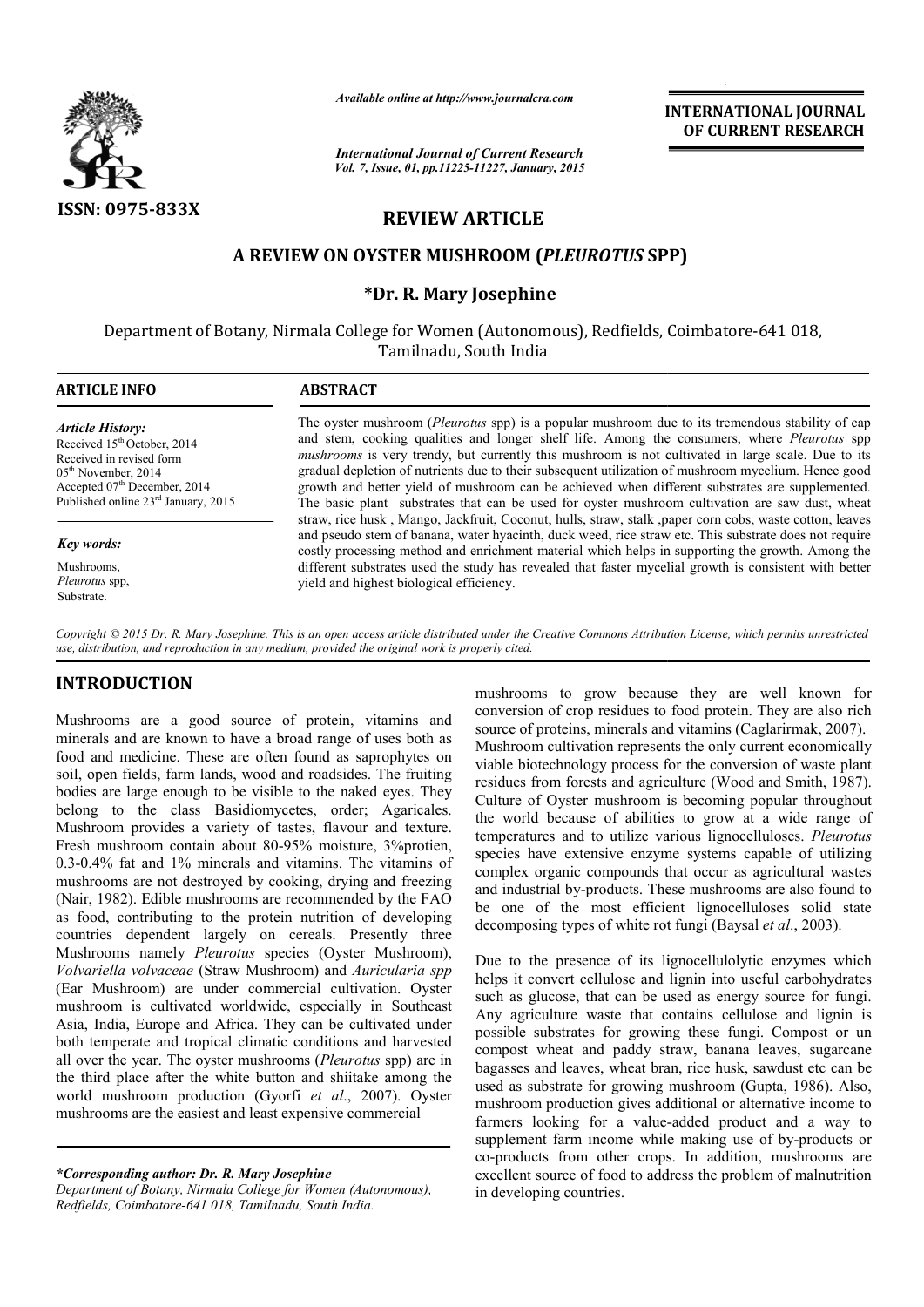ISSN: 0975-833X

*Available online at http://www.journalcra.com*

*International Journal of Current Research*
*Vol. 7, Issue, 01, pp.11225-11227, January, 2015*

**INTERNATIONAL JOURNAL OF CURRENT RESEARCH**

## REVIEW ARTICLE

# A REVIEW ON OYSTER MUSHROOM (*PLEUROTUS* SPP)

### *Dr. R. Mary Josephine

Department of Botany, Nirmala College for Women (Autonomous), Redfields, Coimbatore-641 018, Tamilnadu, South India

**ARTICLE INFO**

*Article History:*
Received 15th October, 2014
Received in revised form
05th November, 2014
Accepted 07th December, 2014
Published online 23rd January, 2015

*Key words:*
Mushrooms,
*Pleurotus* spp,
Substrate.

**ABSTRACT**

The oyster mushroom (*Pleurotus* spp) is a popular mushroom due to its tremendous stability of cap and stem, cooking qualities and longer shelf life. Among the consumers, where *Pleurotus* spp *mushrooms* is very trendy, but currently this mushroom is not cultivated in large scale. Due to its gradual depletion of nutrients due to their subsequent utilization of mushroom mycelium. Hence good growth and better yield of mushroom can be achieved when different substrates are supplemented. The basic plant substrates that can be used for oyster mushroom cultivation are saw dust, wheat straw, rice husk , Mango, Jackfruit, Coconut, hulls, straw, stalk ,paper corn cobs, waste cotton, leaves and pseudo stem of banana, water hyacinth, duck weed, rice straw etc. This substrate does not require costly processing method and enrichment material which helps in supporting the growth. Among the different substrates used the study has revealed that faster mycelial growth is consistent with better yield and highest biological efficiency.

*Copyright © 2015 Dr. R. Mary Josephine. This is an open access article distributed under the Creative Commons Attribution License, which permits unrestricted use, distribution, and reproduction in any medium, provided the original work is properly cited.*

## INTRODUCTION

Mushrooms are a good source of protein, vitamins and minerals and are known to have a broad range of uses both as food and medicine. These are often found as saprophytes on soil, open fields, farm lands, wood and roadsides. The fruiting bodies are large enough to be visible to the naked eyes. They belong to the class Basidiomycetes, order; Agaricales. Mushroom provides a variety of tastes, flavour and texture. Fresh mushroom contain about 80-95% moisture, 3%protien, 0.3-0.4% fat and 1% minerals and vitamins. The vitamins of mushrooms are not destroyed by cooking, drying and freezing (Nair, 1982). Edible mushrooms are recommended by the FAO as food, contributing to the protein nutrition of developing countries dependent largely on cereals. Presently three Mushrooms namely *Pleurotus* species (Oyster Mushroom), *Volvariella volvaceae* (Straw Mushroom) and *Auricularia spp* (Ear Mushroom) are under commercial cultivation. Oyster mushroom is cultivated worldwide, especially in Southeast Asia, India, Europe and Africa. They can be cultivated under both temperate and tropical climatic conditions and harvested all over the year. The oyster mushrooms (*Pleurotus* spp) are in the third place after the white button and shiitake among the world mushroom production (Gyorfi *et al*., 2007). Oyster mushrooms are the easiest and least expensive commercial mushrooms to grow because they are well known for conversion of crop residues to food protein. They are also rich source of proteins, minerals and vitamins (Caglarirmak, 2007). Mushroom cultivation represents the only current economically viable biotechnology process for the conversion of waste plant residues from forests and agriculture (Wood and Smith, 1987). Culture of Oyster mushroom is becoming popular throughout the world because of abilities to grow at a wide range of temperatures and to utilize various lignocelluloses. *Pleurotus* species have extensive enzyme systems capable of utilizing complex organic compounds that occur as agricultural wastes and industrial by-products. These mushrooms are also found to be one of the most efficient lignocelluloses solid state decomposing types of white rot fungi (Baysal *et al*., 2003).

Due to the presence of its lignocellulolytic enzymes which helps it convert cellulose and lignin into useful carbohydrates such as glucose, that can be used as energy source for fungi. Any agriculture waste that contains cellulose and lignin is possible substrates for growing these fungi. Compost or un compost wheat and paddy straw, banana leaves, sugarcane bagasses and leaves, wheat bran, rice husk, sawdust etc can be used as substrate for growing mushroom (Gupta, 1986). Also, mushroom production gives additional or alternative income to farmers looking for a value-added product and a way to supplement farm income while making use of by-products or co-products from other crops. In addition, mushrooms are excellent source of food to address the problem of malnutrition in developing countries.

**Corresponding author: Dr. R. Mary Josephine*
*Department of Botany, Nirmala College for Women (Autonomous), Redfields, Coimbatore-641 018, Tamilnadu, South India.*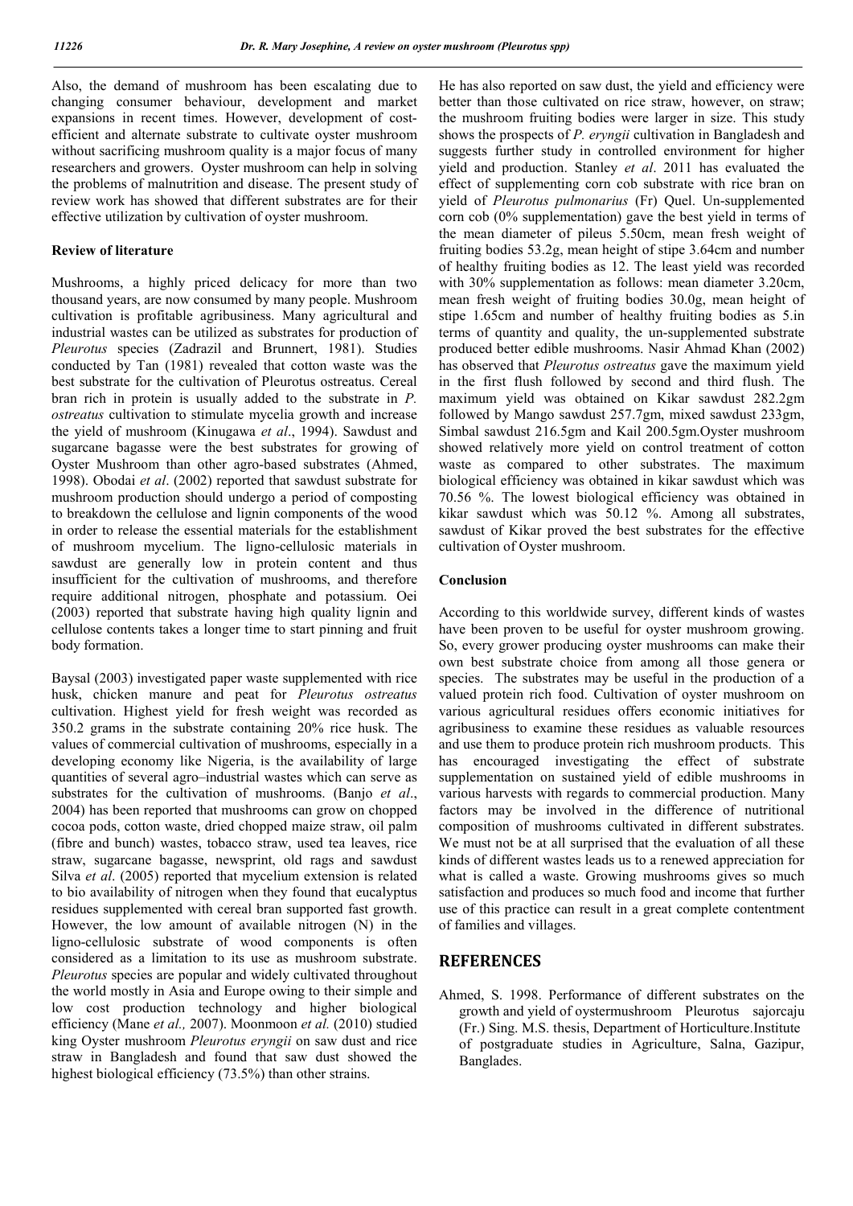Also, the demand of mushroom has been escalating due to changing consumer behaviour, development and market expansions in recent times. However, development of cost-efficient and alternate substrate to cultivate oyster mushroom without sacrificing mushroom quality is a major focus of many researchers and growers. Oyster mushroom can help in solving the problems of malnutrition and disease. The present study of review work has showed that different substrates are for their effective utilization by cultivation of oyster mushroom.

**Review of literature**

Mushrooms, a highly priced delicacy for more than two thousand years, are now consumed by many people. Mushroom cultivation is profitable agribusiness. Many agricultural and industrial wastes can be utilized as substrates for production of *Pleurotus* species (Zadrazil and Brunnert, 1981). Studies conducted by Tan (1981) revealed that cotton waste was the best substrate for the cultivation of Pleurotus ostreatus. Cereal bran rich in protein is usually added to the substrate in *P. ostreatus* cultivation to stimulate mycelia growth and increase the yield of mushroom (Kinugawa *et al*., 1994). Sawdust and sugarcane bagasse were the best substrates for growing of Oyster Mushroom than other agro-based substrates (Ahmed, 1998). Obodai *et al*. (2002) reported that sawdust substrate for mushroom production should undergo a period of composting to breakdown the cellulose and lignin components of the wood in order to release the essential materials for the establishment of mushroom mycelium. The ligno-cellulosic materials in sawdust are generally low in protein content and thus insufficient for the cultivation of mushrooms, and therefore require additional nitrogen, phosphate and potassium. Oei (2003) reported that substrate having high quality lignin and cellulose contents takes a longer time to start pinning and fruit body formation.

Baysal (2003) investigated paper waste supplemented with rice husk, chicken manure and peat for *Pleurotus ostreatus* cultivation. Highest yield for fresh weight was recorded as 350.2 grams in the substrate containing 20% rice husk. The values of commercial cultivation of mushrooms, especially in a developing economy like Nigeria, is the availability of large quantities of several agro–industrial wastes which can serve as substrates for the cultivation of mushrooms. (Banjo *et al*., 2004) has been reported that mushrooms can grow on chopped cocoa pods, cotton waste, dried chopped maize straw, oil palm (fibre and bunch) wastes, tobacco straw, used tea leaves, rice straw, sugarcane bagasse, newsprint, old rags and sawdust Silva *et al*. (2005) reported that mycelium extension is related to bio availability of nitrogen when they found that eucalyptus residues supplemented with cereal bran supported fast growth. However, the low amount of available nitrogen (N) in the ligno-cellulosic substrate of wood components is often considered as a limitation to its use as mushroom substrate. *Pleurotus* species are popular and widely cultivated throughout the world mostly in Asia and Europe owing to their simple and low cost production technology and higher biological efficiency (Mane *et al.,* 2007). Moonmoon *et al.* (2010) studied king Oyster mushroom *Pleurotus eryngii* on saw dust and rice straw in Bangladesh and found that saw dust showed the highest biological efficiency (73.5%) than other strains.

He has also reported on saw dust, the yield and efficiency were better than those cultivated on rice straw, however, on straw; the mushroom fruiting bodies were larger in size. This study shows the prospects of *P. eryngii* cultivation in Bangladesh and suggests further study in controlled environment for higher yield and production. Stanley *et al*. 2011 has evaluated the effect of supplementing corn cob substrate with rice bran on yield of *Pleurotus pulmonarius* (Fr) Quel. Un-supplemented corn cob (0% supplementation) gave the best yield in terms of the mean diameter of pileus 5.50cm, mean fresh weight of fruiting bodies 53.2g, mean height of stipe 3.64cm and number of healthy fruiting bodies as 12. The least yield was recorded with 30% supplementation as follows: mean diameter 3.20cm, mean fresh weight of fruiting bodies 30.0g, mean height of stipe 1.65cm and number of healthy fruiting bodies as 5.in terms of quantity and quality, the un-supplemented substrate produced better edible mushrooms. Nasir Ahmad Khan (2002) has observed that *Pleurotus ostreatus* gave the maximum yield in the first flush followed by second and third flush. The maximum yield was obtained on Kikar sawdust 282.2gm followed by Mango sawdust 257.7gm, mixed sawdust 233gm, Simbal sawdust 216.5gm and Kail 200.5gm.Oyster mushroom showed relatively more yield on control treatment of cotton waste as compared to other substrates. The maximum biological efficiency was obtained in kikar sawdust which was 70.56 %. The lowest biological efficiency was obtained in kikar sawdust which was 50.12 %. Among all substrates, sawdust of Kikar proved the best substrates for the effective cultivation of Oyster mushroom.

**Conclusion**

According to this worldwide survey, different kinds of wastes have been proven to be useful for oyster mushroom growing. So, every grower producing oyster mushrooms can make their own best substrate choice from among all those genera or species. The substrates may be useful in the production of a valued protein rich food. Cultivation of oyster mushroom on various agricultural residues offers economic initiatives for agribusiness to examine these residues as valuable resources and use them to produce protein rich mushroom products. This has encouraged investigating the effect of substrate supplementation on sustained yield of edible mushrooms in various harvests with regards to commercial production. Many factors may be involved in the difference of nutritional composition of mushrooms cultivated in different substrates. We must not be at all surprised that the evaluation of all these kinds of different wastes leads us to a renewed appreciation for what is called a waste. Growing mushrooms gives so much satisfaction and produces so much food and income that further use of this practice can result in a great complete contentment of families and villages.

## REFERENCES

Ahmed, S. 1998. Performance of different substrates on the growth and yield of oystermushroom Pleurotus sajorcaju (Fr.) Sing. M.S. thesis, Department of Horticulture.Institute of postgraduate studies in Agriculture, Salna, Gazipur, Banglades.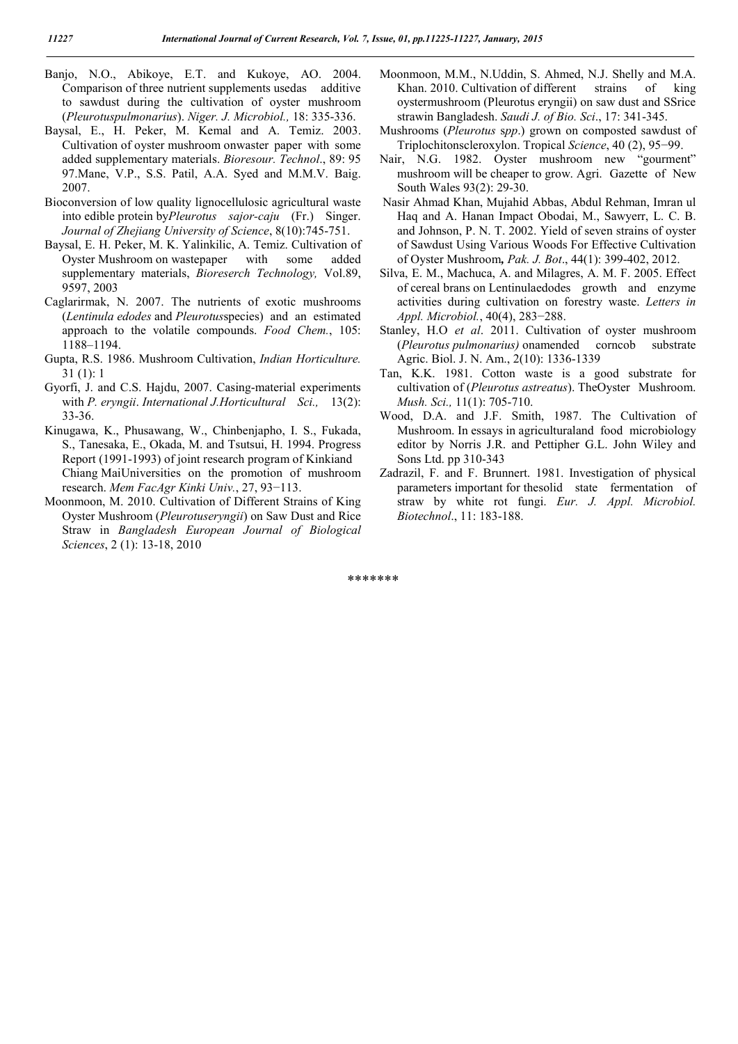Banjo, N.O., Abikoye, E.T. and Kukoye, AO. 2004. Comparison of three nutrient supplements usedas additive to sawdust during the cultivation of oyster mushroom (*Pleurotuspulmonarius*). *Niger. J. Microbiol.,* 18: 335-336.

Baysal, E., H. Peker, M. Kemal and A. Temiz. 2003. Cultivation of oyster mushroom onwaster paper with some added supplementary materials. *Bioresour. Technol*., 89: 95 97.Mane, V.P., S.S. Patil, A.A. Syed and M.M.V. Baig. 2007.

Bioconversion of low quality lignocellulosic agricultural waste into edible protein by*Pleurotus sajor-caju* (Fr.) Singer. *Journal of Zhejiang University of Science*, 8(10):745-751.

Baysal, E. H. Peker, M. K. Yalinkilic, A. Temiz. Cultivation of Oyster Mushroom on wastepaper with some added supplementary materials, *Bioreserch Technology,* Vol.89, 9597, 2003

Caglarirmak, N. 2007. The nutrients of exotic mushrooms (*Lentinula edodes* and *Pleurotus*species) and an estimated approach to the volatile compounds. *Food Chem.*, 105: 1188–1194.

Gupta, R.S. 1986. Mushroom Cultivation, *Indian Horticulture.* 31 (1): 1

Gyorfi, J. and C.S. Hajdu, 2007. Casing-material experiments with *P. eryngii*. *International J.Horticultural Sci.,* 13(2): 33-36.

Kinugawa, K., Phusawang, W., Chinbenjapho, I. S., Fukada, S., Tanesaka, E., Okada, M. and Tsutsui, H. 1994. Progress Report (1991-1993) of joint research program of Kinkiand Chiang MaiUniversities on the promotion of mushroom research. *Mem FacAgr Kinki Univ.*, 27, 93−113.

Moonmoon, M. 2010. Cultivation of Different Strains of King Oyster Mushroom (*Pleurotuseryngii*) on Saw Dust and Rice Straw in *Bangladesh European Journal of Biological Sciences*, 2 (1): 13-18, 2010

Moonmoon, M.M., N.Uddin, S. Ahmed, N.J. Shelly and M.A. Khan. 2010. Cultivation of different strains of king oystermushroom (Pleurotus eryngii) on saw dust and SSrice strawin Bangladesh. *Saudi J. of Bio. Sci*., 17: 341-345.

Mushrooms (*Pleurotus* s*pp*.) grown on composted sawdust of Triplochitonscleroxylon. Tropical *Science*, 40 (2), 95−99.

Nair, N.G. 1982. Oyster mushroom new "gourment" mushroom will be cheaper to grow. Agri. Gazette of New South Wales 93(2): 29-30.

Nasir Ahmad Khan, Mujahid Abbas, Abdul Rehman, Imran ul Haq and A. Hanan Impact Obodai, M., Sawyerr, L. C. B. and Johnson, P. N. T. 2002. Yield of seven strains of oyster of Sawdust Using Various Woods For Effective Cultivation of Oyster Mushroom**,** *Pak. J. Bot*., 44(1): 399-402, 2012.

Silva, E. M., Machuca, A. and Milagres, A. M. F. 2005. Effect of cereal brans on Lentinulaedodes growth and enzyme activities during cultivation on forestry waste. *Letters in Appl. Microbiol.*, 40(4), 283−288.

Stanley, H.O *et al*. 2011. Cultivation of oyster mushroom (*Pleurotus pulmonarius)* onamended corncob substrate Agric. Biol. J. N. Am., 2(10): 1336-1339

Tan, K.K. 1981. Cotton waste is a good substrate for cultivation of (*Pleurotus astreatus*). TheOyster Mushroom. *Mush. Sci.,* 11(1): 705-710.

Wood, D.A. and J.F. Smith, 1987. The Cultivation of Mushroom. In essays in agriculturaland food microbiology editor by Norris J.R. and Pettipher G.L. John Wiley and Sons Ltd. pp 310-343

Zadrazil, F. and F. Brunnert. 1981. Investigation of physical parameters important for thesolid state fermentation of straw by white rot fungi. *Eur. J. Appl. Microbiol. Biotechnol*., 11: 183-188.

\*\*\*\*\*\*\*